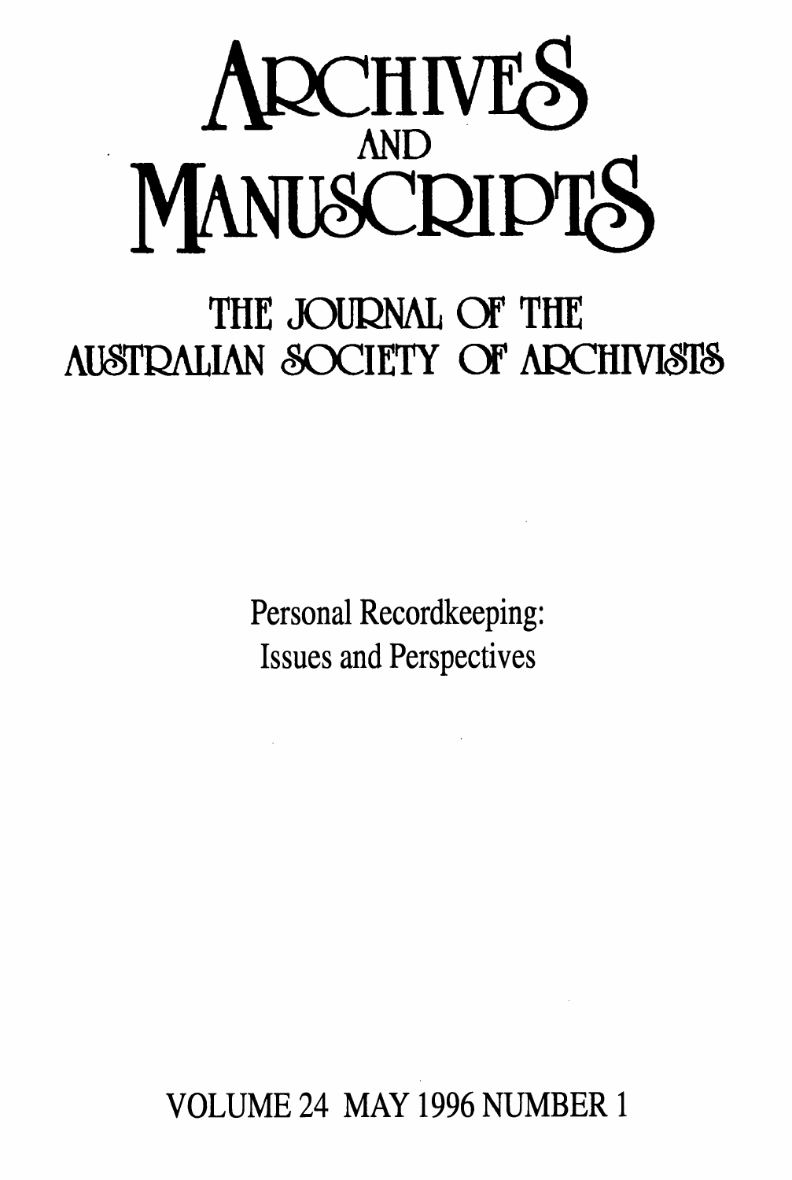# ARCHIVES AND MANUSCRIPTS

## THE JOURNAL OF THE AUSTRALIAN SOCIETY OF ARCHIVISTS

Personal Recordkeeping:
Issues and Perspectives

VOLUME 24 MAY 1996 NUMBER 1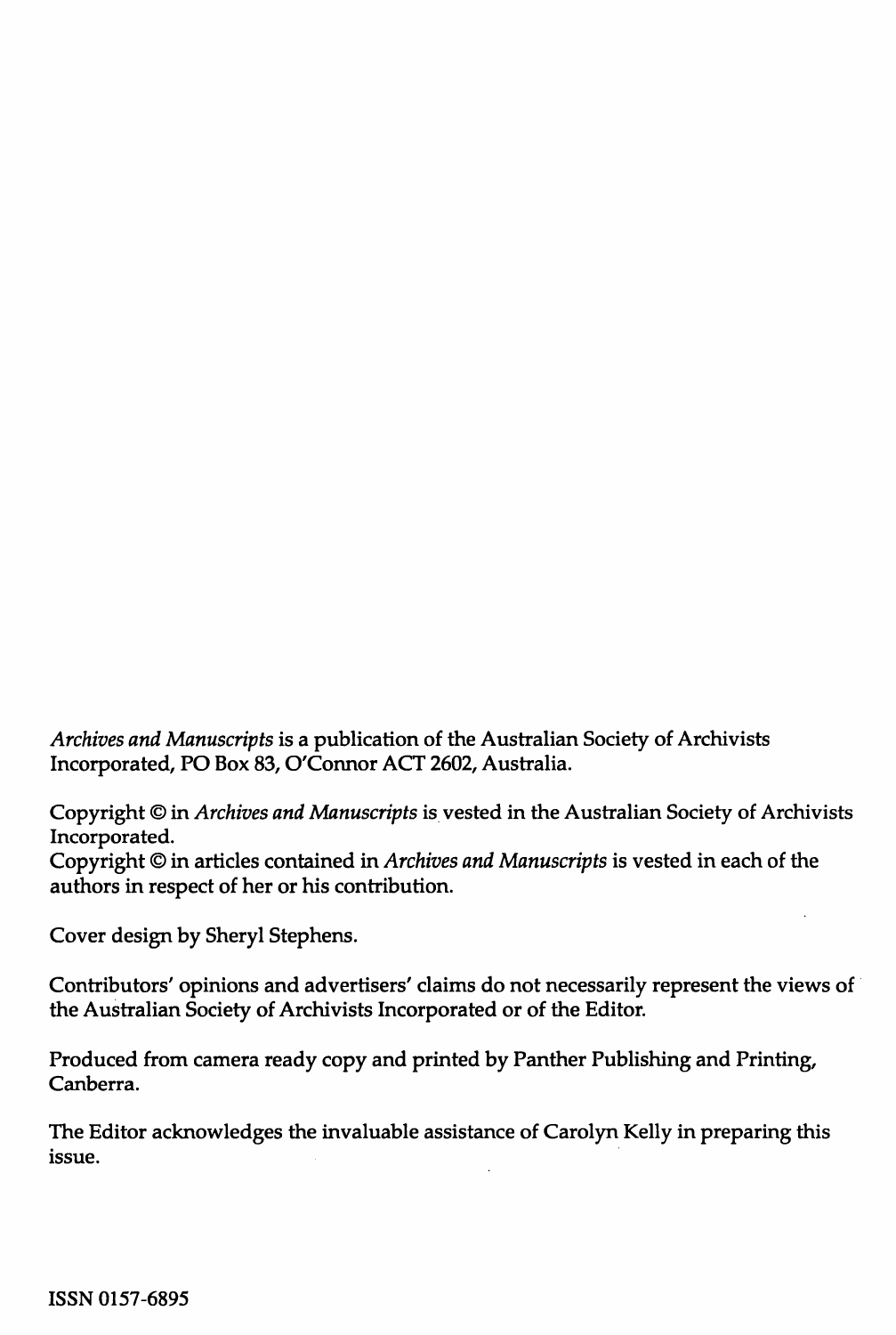*Archives and Manuscripts* is a publication of the Australian Society of Archivists Incorporated, PO Box 83, O'Connor ACT 2602, Australia.

Copyright © in *Archives and Manuscripts* is vested in the Australian Society of Archivists Incorporated.
Copyright © in articles contained in *Archives and Manuscripts* is vested in each of the authors in respect of her or his contribution.

Cover design by Sheryl Stephens.

Contributors' opinions and advertisers' claims do not necessarily represent the views of the Australian Society of Archivists Incorporated or of the Editor.

Produced from camera ready copy and printed by Panther Publishing and Printing, Canberra.

The Editor acknowledges the invaluable assistance of Carolyn Kelly in preparing this issue.

ISSN 0157-6895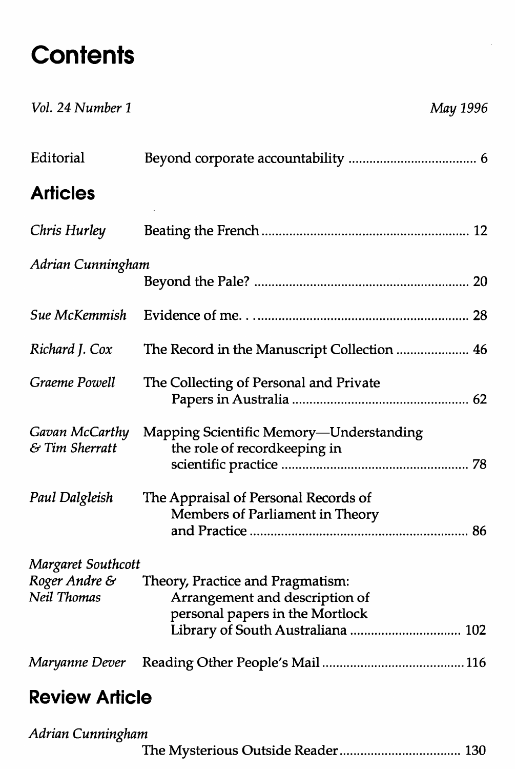# Contents

*Vol. 24 Number 1* *May 1996*

Editorial — Beyond corporate accountability .................................... 6

## Articles

*Chris Hurley* — Beating the French .......................................................... 12

*Adrian Cunningham* — Beyond the Pale? ............................................................ 20

*Sue McKemmish* — Evidence of me. . . ........................................................... 28

*Richard J. Cox* — The Record in the Manuscript Collection ..................... 46

*Graeme Powell* — The Collecting of Personal and Private Papers in Australia .................................................. 62

*Gavan McCarthy & Tim Sherratt* — Mapping Scientific Memory—Understanding the role of recordkeeping in scientific practice ..................................................... 78

*Paul Dalgleish* — The Appraisal of Personal Records of Members of Parliament in Theory and Practice .............................................................. 86

*Margaret Southcott, Roger Andre & Neil Thomas* — Theory, Practice and Pragmatism: Arrangement and description of personal papers in the Mortlock Library of South Australiana ................................ 102

*Maryanne Dever* — Reading Other People's Mail ........................................ 116

## Review Article

*Adrian Cunningham* — The Mysterious Outside Reader ................................... 130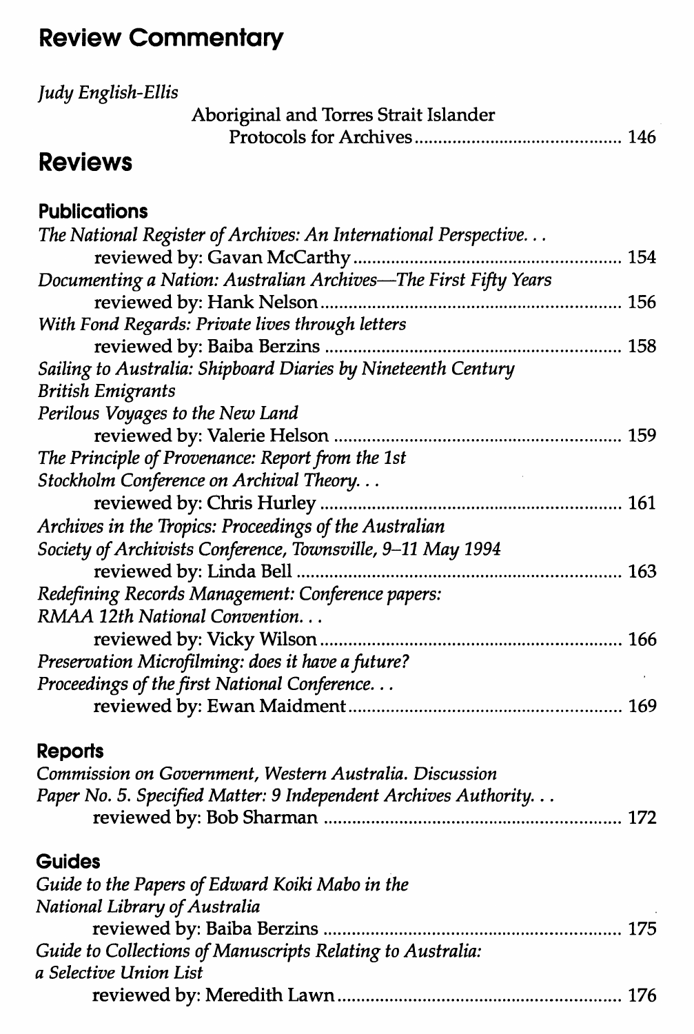## Review Commentary

*Judy English-Ellis*
Aboriginal and Torres Strait Islander Protocols for Archives .......... 146

## Reviews

### Publications

*The National Register of Archives: An International Perspective...*
reviewed by: Gavan McCarthy .......... 154

*Documenting a Nation: Australian Archives—The First Fifty Years*
reviewed by: Hank Nelson .......... 156

*With Fond Regards: Private lives through letters*
reviewed by: Baiba Berzins .......... 158

*Sailing to Australia: Shipboard Diaries by Nineteenth Century British Emigrants*
*Perilous Voyages to the New Land*
reviewed by: Valerie Helson .......... 159

*The Principle of Provenance: Report from the 1st Stockholm Conference on Archival Theory...*
reviewed by: Chris Hurley .......... 161

*Archives in the Tropics: Proceedings of the Australian Society of Archivists Conference, Townsville, 9–11 May 1994*
reviewed by: Linda Bell .......... 163

*Redefining Records Management: Conference papers: RMAA 12th National Convention...*
reviewed by: Vicky Wilson .......... 166

*Preservation Microfilming: does it have a future? Proceedings of the first National Conference...*
reviewed by: Ewan Maidment .......... 169

### Reports

*Commission on Government, Western Australia. Discussion Paper No. 5. Specified Matter: 9 Independent Archives Authority...*
reviewed by: Bob Sharman .......... 172

### Guides

*Guide to the Papers of Edward Koiki Mabo in the National Library of Australia*
reviewed by: Baiba Berzins .......... 175

*Guide to Collections of Manuscripts Relating to Australia: a Selective Union List*
reviewed by: Meredith Lawn .......... 176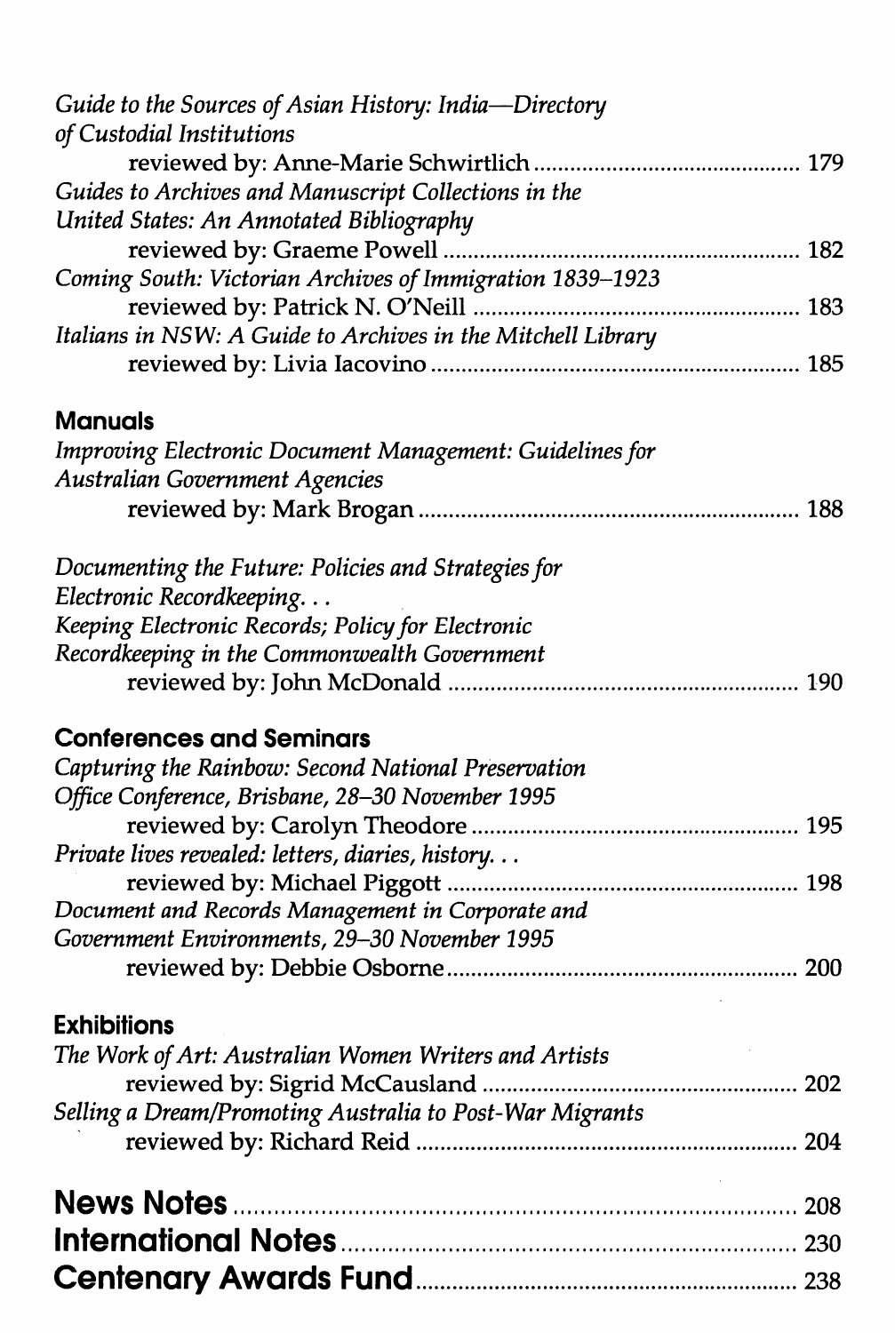*Guide to the Sources of Asian History: India—Directory of Custodial Institutions*
reviewed by: Anne-Marie Schwirtlich ........................................... 179

*Guides to Archives and Manuscript Collections in the United States: An Annotated Bibliography*
reviewed by: Graeme Powell ........................................... 182

*Coming South: Victorian Archives of Immigration 1839–1923*
reviewed by: Patrick N. O'Neill ........................................... 183

*Italians in NSW: A Guide to Archives in the Mitchell Library*
reviewed by: Livia Iacovino ........................................... 185

### Manuals

*Improving Electronic Document Management: Guidelines for Australian Government Agencies*
reviewed by: Mark Brogan ........................................... 188

*Documenting the Future: Policies and Strategies for Electronic Recordkeeping...*
*Keeping Electronic Records; Policy for Electronic Recordkeeping in the Commonwealth Government*
reviewed by: John McDonald ........................................... 190

### Conferences and Seminars

*Capturing the Rainbow: Second National Preservation Office Conference, Brisbane, 28–30 November 1995*
reviewed by: Carolyn Theodore ........................................... 195

*Private lives revealed: letters, diaries, history...*
reviewed by: Michael Piggott ........................................... 198

*Document and Records Management in Corporate and Government Environments, 29–30 November 1995*
reviewed by: Debbie Osborne ........................................... 200

### Exhibitions

*The Work of Art: Australian Women Writers and Artists*
reviewed by: Sigrid McCausland ........................................... 202

*Selling a Dream/Promoting Australia to Post-War Migrants*
reviewed by: Richard Reid ........................................... 204

## News Notes ........................................... 208

## International Notes ........................................... 230

## Centenary Awards Fund ........................................... 238